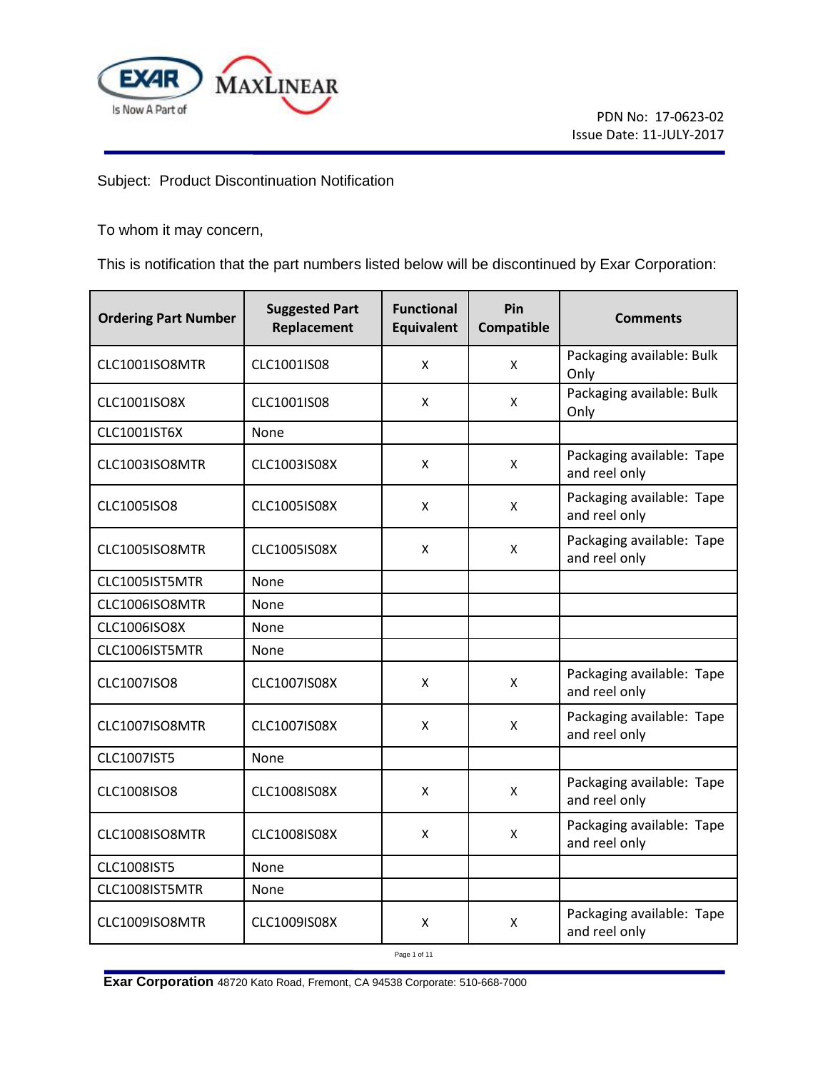PDN No: 17-0623-02
Issue Date: 11-JULY-2017

Subject: Product Discontinuation Notification

To whom it may concern,

This is notification that the part numbers listed below will be discontinued by Exar Corporation:

| Ordering Part Number | Suggested Part Replacement | Functional Equivalent | Pin Compatible | Comments |
|---|---|---|---|---|
| CLC1001ISO8MTR | CLC1001IS08 | X | X | Packaging available: Bulk Only |
| CLC1001ISO8X | CLC1001IS08 | X | X | Packaging available: Bulk Only |
| CLC1001IST6X | None | | | |
| CLC1003ISO8MTR | CLC1003IS08X | X | X | Packaging available: Tape and reel only |
| CLC1005ISO8 | CLC1005IS08X | X | X | Packaging available: Tape and reel only |
| CLC1005ISO8MTR | CLC1005IS08X | X | X | Packaging available: Tape and reel only |
| CLC1005IST5MTR | None | | | |
| CLC1006ISO8MTR | None | | | |
| CLC1006ISO8X | None | | | |
| CLC1006IST5MTR | None | | | |
| CLC1007ISO8 | CLC1007IS08X | X | X | Packaging available: Tape and reel only |
| CLC1007ISO8MTR | CLC1007IS08X | X | X | Packaging available: Tape and reel only |
| CLC1007IST5 | None | | | |
| CLC1008ISO8 | CLC1008IS08X | X | X | Packaging available: Tape and reel only |
| CLC1008ISO8MTR | CLC1008IS08X | X | X | Packaging available: Tape and reel only |
| CLC1008IST5 | None | | | |
| CLC1008IST5MTR | None | | | |
| CLC1009ISO8MTR | CLC1009IS08X | X | X | Packaging available: Tape and reel only |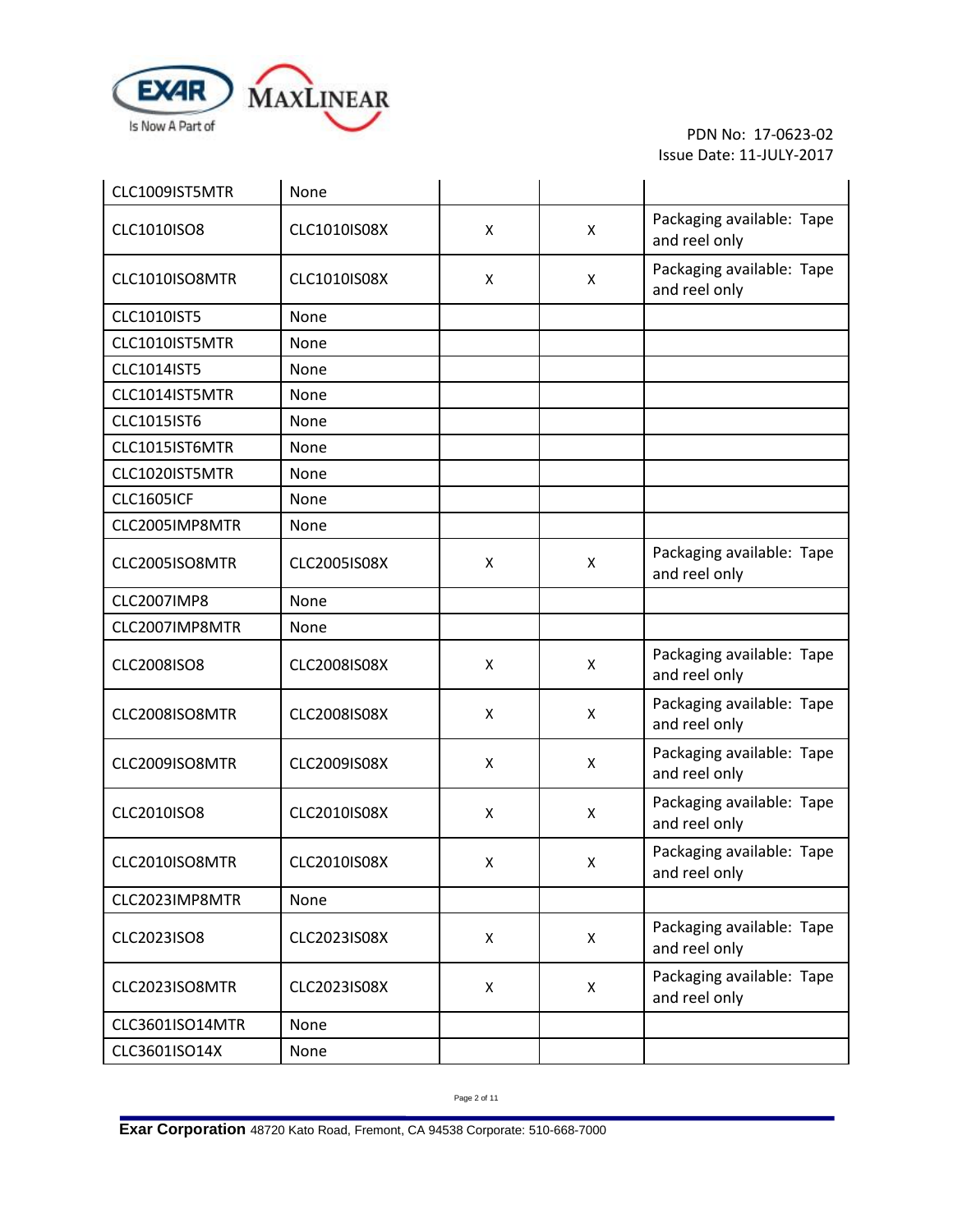| | | | | |
|---|---|---|---|---|
| CLC1009IST5MTR | None | | | |
| CLC1010ISO8 | CLC1010IS08X | X | X | Packaging available: Tape and reel only |
| CLC1010ISO8MTR | CLC1010IS08X | X | X | Packaging available: Tape and reel only |
| CLC1010IST5 | None | | | |
| CLC1010IST5MTR | None | | | |
| CLC1014IST5 | None | | | |
| CLC1014IST5MTR | None | | | |
| CLC1015IST6 | None | | | |
| CLC1015IST6MTR | None | | | |
| CLC1020IST5MTR | None | | | |
| CLC1605ICF | None | | | |
| CLC2005IMP8MTR | None | | | |
| CLC2005ISO8MTR | CLC2005IS08X | X | X | Packaging available: Tape and reel only |
| CLC2007IMP8 | None | | | |
| CLC2007IMP8MTR | None | | | |
| CLC2008ISO8 | CLC2008IS08X | X | X | Packaging available: Tape and reel only |
| CLC2008ISO8MTR | CLC2008IS08X | X | X | Packaging available: Tape and reel only |
| CLC2009ISO8MTR | CLC2009IS08X | X | X | Packaging available: Tape and reel only |
| CLC2010ISO8 | CLC2010IS08X | X | X | Packaging available: Tape and reel only |
| CLC2010ISO8MTR | CLC2010IS08X | X | X | Packaging available: Tape and reel only |
| CLC2023IMP8MTR | None | | | |
| CLC2023ISO8 | CLC2023IS08X | X | X | Packaging available: Tape and reel only |
| CLC2023ISO8MTR | CLC2023IS08X | X | X | Packaging available: Tape and reel only |
| CLC3601ISO14MTR | None | | | |
| CLC3601ISO14X | None | | | |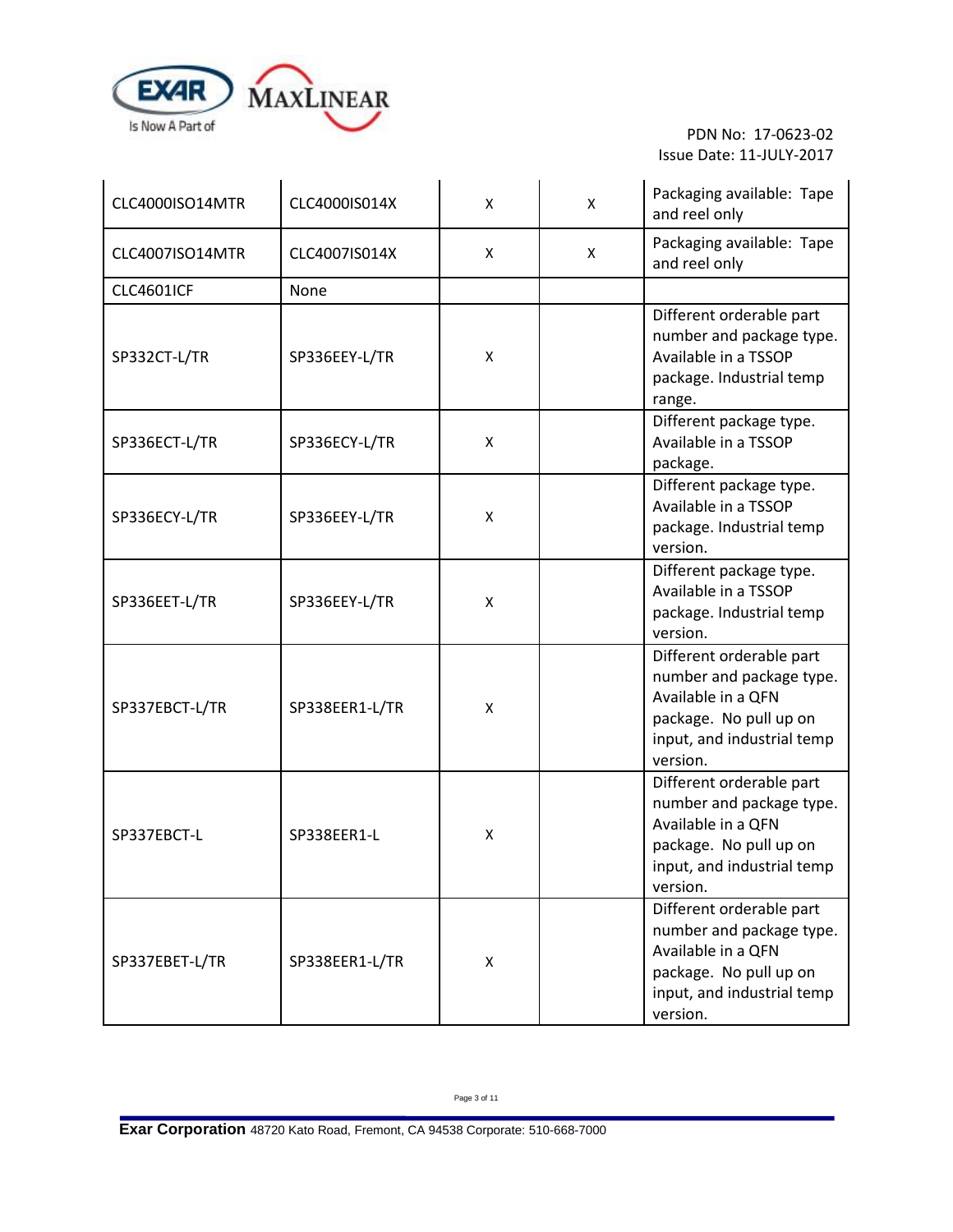PDN No: 17-0623-02
Issue Date: 11-JULY-2017

| | | | | |
|---|---|---|---|---|
| CLC4000ISO14MTR | CLC4000IS014X | X | X | Packaging available: Tape and reel only |
| CLC4007ISO14MTR | CLC4007IS014X | X | X | Packaging available: Tape and reel only |
| CLC4601ICF | None | | | |
| SP332CT-L/TR | SP336EEY-L/TR | X | | Different orderable part number and package type. Available in a TSSOP package. Industrial temp range. |
| SP336ECT-L/TR | SP336ECY-L/TR | X | | Different package type. Available in a TSSOP package. |
| SP336ECY-L/TR | SP336EEY-L/TR | X | | Different package type. Available in a TSSOP package. Industrial temp version. |
| SP336EET-L/TR | SP336EEY-L/TR | X | | Different package type. Available in a TSSOP package. Industrial temp version. |
| SP337EBCT-L/TR | SP338EER1-L/TR | X | | Different orderable part number and package type. Available in a QFN package. No pull up on input, and industrial temp version. |
| SP337EBCT-L | SP338EER1-L | X | | Different orderable part number and package type. Available in a QFN package. No pull up on input, and industrial temp version. |
| SP337EBET-L/TR | SP338EER1-L/TR | X | | Different orderable part number and package type. Available in a QFN package. No pull up on input, and industrial temp version. |

**Exar Corporation** 48720 Kato Road, Fremont, CA 94538 Corporate: 510-668-7000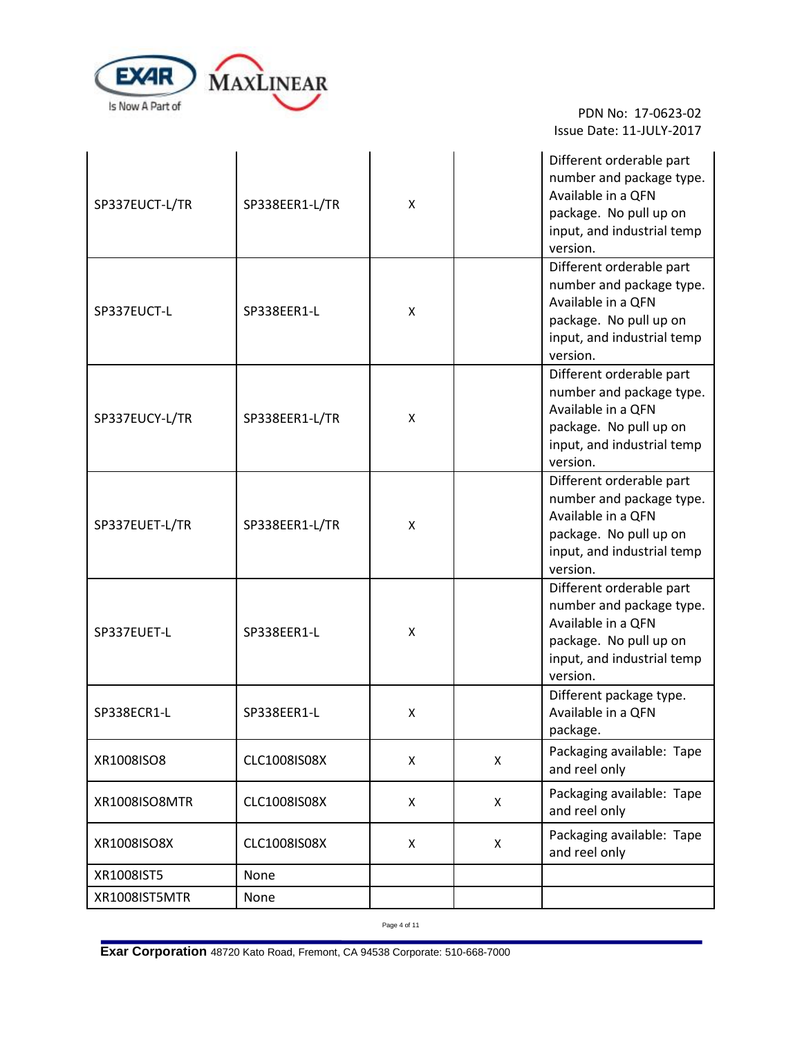| | | | | |
|---|---|---|---|---|
| SP337EUCT-L/TR | SP338EER1-L/TR | X | | Different orderable part number and package type. Available in a QFN package. No pull up on input, and industrial temp version. |
| SP337EUCT-L | SP338EER1-L | X | | Different orderable part number and package type. Available in a QFN package. No pull up on input, and industrial temp version. |
| SP337EUCY-L/TR | SP338EER1-L/TR | X | | Different orderable part number and package type. Available in a QFN package. No pull up on input, and industrial temp version. |
| SP337EUET-L/TR | SP338EER1-L/TR | X | | Different orderable part number and package type. Available in a QFN package. No pull up on input, and industrial temp version. |
| SP337EUET-L | SP338EER1-L | X | | Different orderable part number and package type. Available in a QFN package. No pull up on input, and industrial temp version. |
| SP338ECR1-L | SP338EER1-L | X | | Different package type. Available in a QFN package. |
| XR1008ISO8 | CLC1008ISO8X | X | X | Packaging available: Tape and reel only |
| XR1008ISO8MTR | CLC1008ISO8X | X | X | Packaging available: Tape and reel only |
| XR1008ISO8X | CLC1008ISO8X | X | X | Packaging available: Tape and reel only |
| XR1008IST5 | None | | | |
| XR1008IST5MTR | None | | | |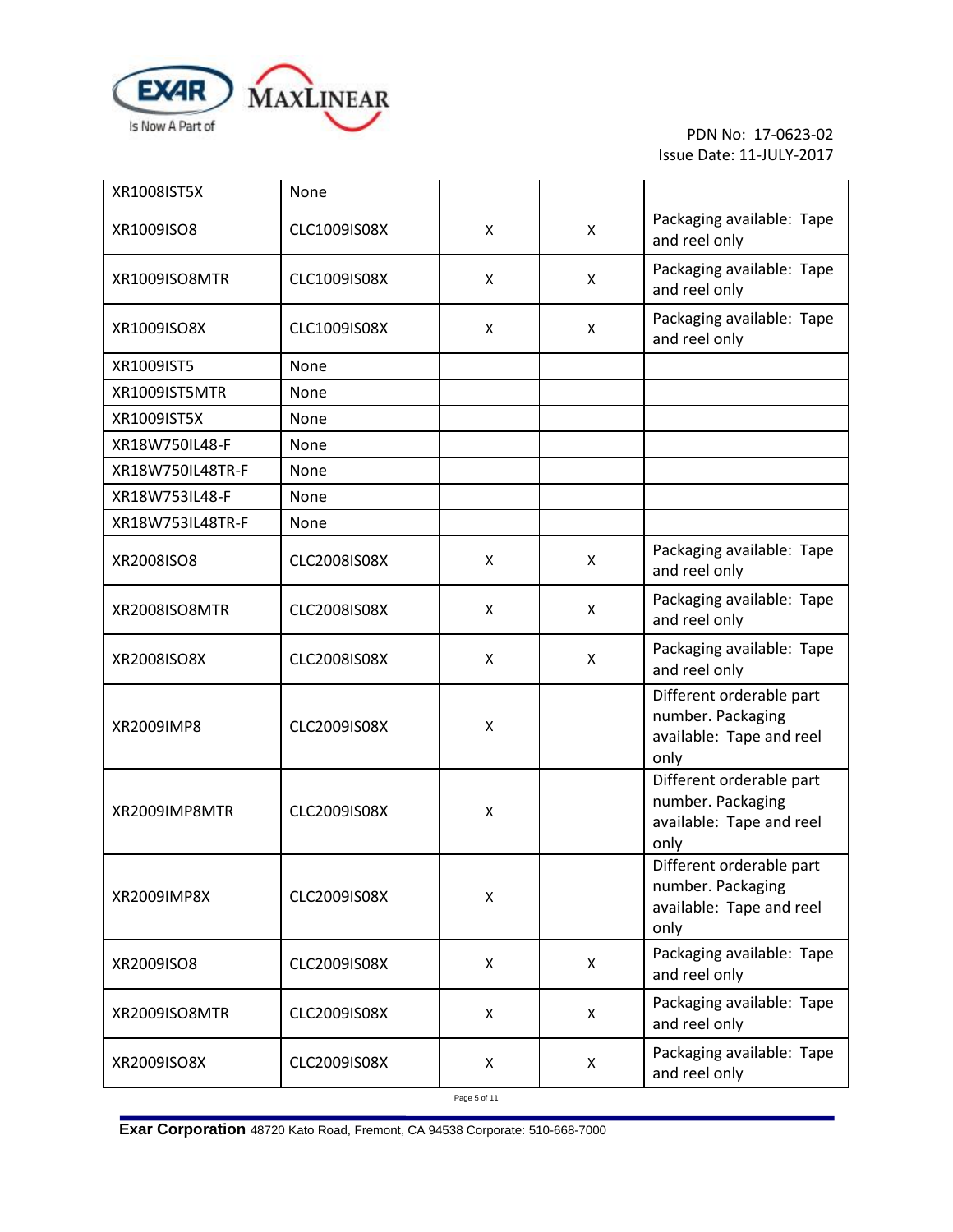| | | | | |
|---|---|---|---|---|
| XR1008IST5X | None | | | |
| XR1009ISO8 | CLC1009IS08X | X | X | Packaging available: Tape and reel only |
| XR1009ISO8MTR | CLC1009IS08X | X | X | Packaging available: Tape and reel only |
| XR1009ISO8X | CLC1009IS08X | X | X | Packaging available: Tape and reel only |
| XR1009IST5 | None | | | |
| XR1009IST5MTR | None | | | |
| XR1009IST5X | None | | | |
| XR18W750IL48-F | None | | | |
| XR18W750IL48TR-F | None | | | |
| XR18W753IL48-F | None | | | |
| XR18W753IL48TR-F | None | | | |
| XR2008ISO8 | CLC2008IS08X | X | X | Packaging available: Tape and reel only |
| XR2008ISO8MTR | CLC2008IS08X | X | X | Packaging available: Tape and reel only |
| XR2008ISO8X | CLC2008IS08X | X | X | Packaging available: Tape and reel only |
| XR2009IMP8 | CLC2009IS08X | X | | Different orderable part number. Packaging available: Tape and reel only |
| XR2009IMP8MTR | CLC2009IS08X | X | | Different orderable part number. Packaging available: Tape and reel only |
| XR2009IMP8X | CLC2009IS08X | X | | Different orderable part number. Packaging available: Tape and reel only |
| XR2009ISO8 | CLC2009IS08X | X | X | Packaging available: Tape and reel only |
| XR2009ISO8MTR | CLC2009IS08X | X | X | Packaging available: Tape and reel only |
| XR2009ISO8X | CLC2009IS08X | X | X | Packaging available: Tape and reel only |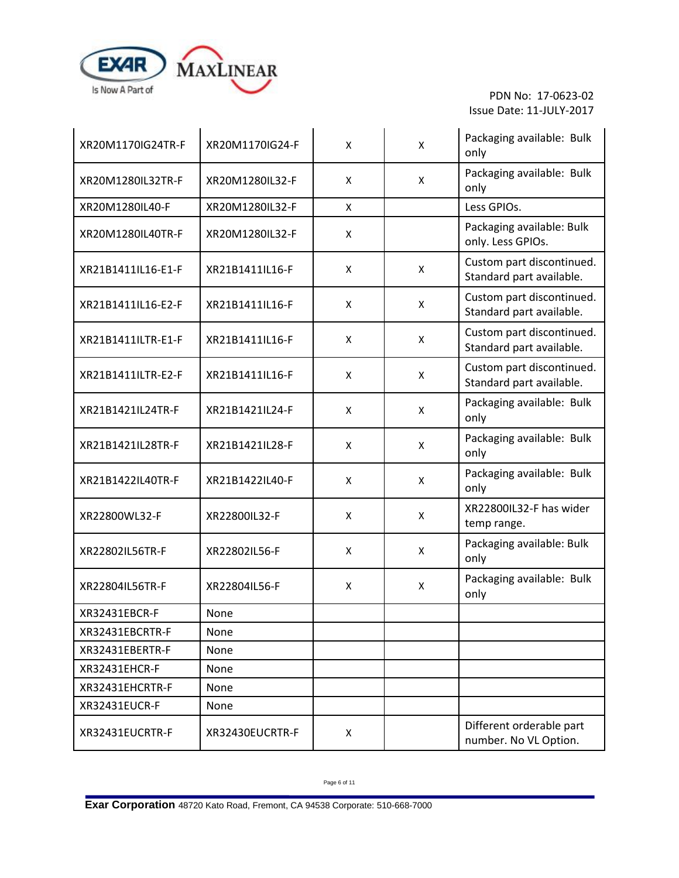| | | | | |
|---|---|---|---|---|
| XR20M1170IG24TR-F | XR20M1170IG24-F | X | X | Packaging available: Bulk only |
| XR20M1280IL32TR-F | XR20M1280IL32-F | X | X | Packaging available: Bulk only |
| XR20M1280IL40-F | XR20M1280IL32-F | X | | Less GPIOs. |
| XR20M1280IL40TR-F | XR20M1280IL32-F | X | | Packaging available: Bulk only. Less GPIOs. |
| XR21B1411IL16-E1-F | XR21B1411IL16-F | X | X | Custom part discontinued. Standard part available. |
| XR21B1411IL16-E2-F | XR21B1411IL16-F | X | X | Custom part discontinued. Standard part available. |
| XR21B1411ILTR-E1-F | XR21B1411IL16-F | X | X | Custom part discontinued. Standard part available. |
| XR21B1411ILTR-E2-F | XR21B1411IL16-F | X | X | Custom part discontinued. Standard part available. |
| XR21B1421IL24TR-F | XR21B1421IL24-F | X | X | Packaging available: Bulk only |
| XR21B1421IL28TR-F | XR21B1421IL28-F | X | X | Packaging available: Bulk only |
| XR21B1422IL40TR-F | XR21B1422IL40-F | X | X | Packaging available: Bulk only |
| XR22800WL32-F | XR22800IL32-F | X | X | XR22800IL32-F has wider temp range. |
| XR22802IL56TR-F | XR22802IL56-F | X | X | Packaging available: Bulk only |
| XR22804IL56TR-F | XR22804IL56-F | X | X | Packaging available: Bulk only |
| XR32431EBCR-F | None | | | |
| XR32431EBCRTR-F | None | | | |
| XR32431EBERTR-F | None | | | |
| XR32431EHCR-F | None | | | |
| XR32431EHCRTR-F | None | | | |
| XR32431EUCR-F | None | | | |
| XR32431EUCRTR-F | XR32430EUCRTR-F | X | | Different orderable part number. No VL Option. |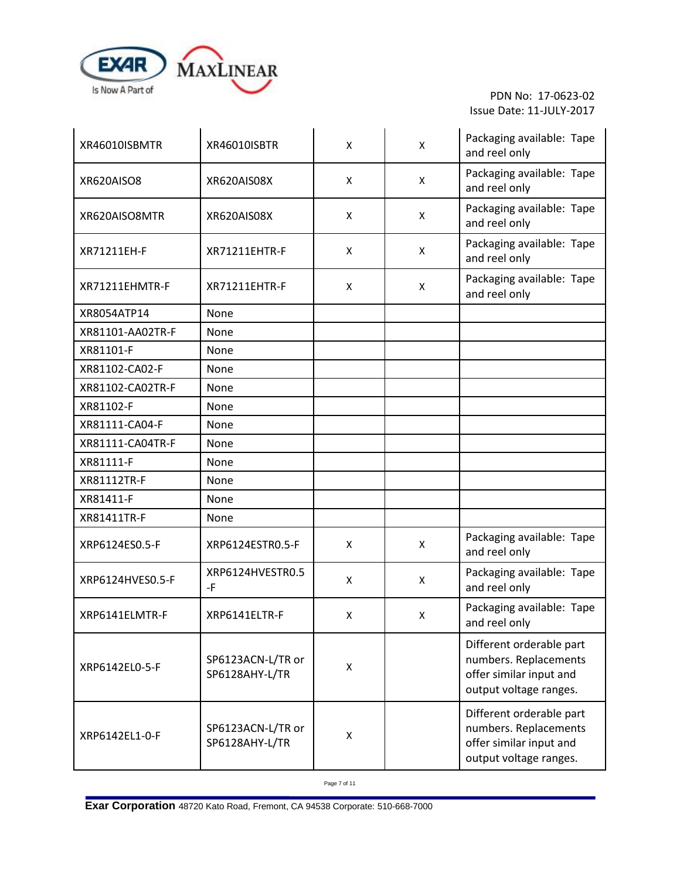PDN No: 17-0623-02
Issue Date: 11-JULY-2017

| | | | | |
|---|---|---|---|---|
| XR46010ISBMTR | XR46010ISBTR | X | X | Packaging available: Tape and reel only |
| XR620AISO8 | XR620AIS08X | X | X | Packaging available: Tape and reel only |
| XR620AISO8MTR | XR620AIS08X | X | X | Packaging available: Tape and reel only |
| XR71211EH-F | XR71211EHTR-F | X | X | Packaging available: Tape and reel only |
| XR71211EHMTR-F | XR71211EHTR-F | X | X | Packaging available: Tape and reel only |
| XR8054ATP14 | None | | | |
| XR81101-AA02TR-F | None | | | |
| XR81101-F | None | | | |
| XR81102-CA02-F | None | | | |
| XR81102-CA02TR-F | None | | | |
| XR81102-F | None | | | |
| XR81111-CA04-F | None | | | |
| XR81111-CA04TR-F | None | | | |
| XR81111-F | None | | | |
| XR81112TR-F | None | | | |
| XR81411-F | None | | | |
| XR81411TR-F | None | | | |
| XRP6124ES0.5-F | XRP6124ESTR0.5-F | X | X | Packaging available: Tape and reel only |
| XRP6124HVES0.5-F | XRP6124HVESTR0.5-F | X | X | Packaging available: Tape and reel only |
| XRP6141ELMTR-F | XRP6141ELTR-F | X | X | Packaging available: Tape and reel only |
| XRP6142EL0-5-F | SP6123ACN-L/TR or SP6128AHY-L/TR | X | | Different orderable part numbers. Replacements offer similar input and output voltage ranges. |
| XRP6142EL1-0-F | SP6123ACN-L/TR or SP6128AHY-L/TR | X | | Different orderable part numbers. Replacements offer similar input and output voltage ranges. |

**Exar Corporation** 48720 Kato Road, Fremont, CA 94538 Corporate: 510-668-7000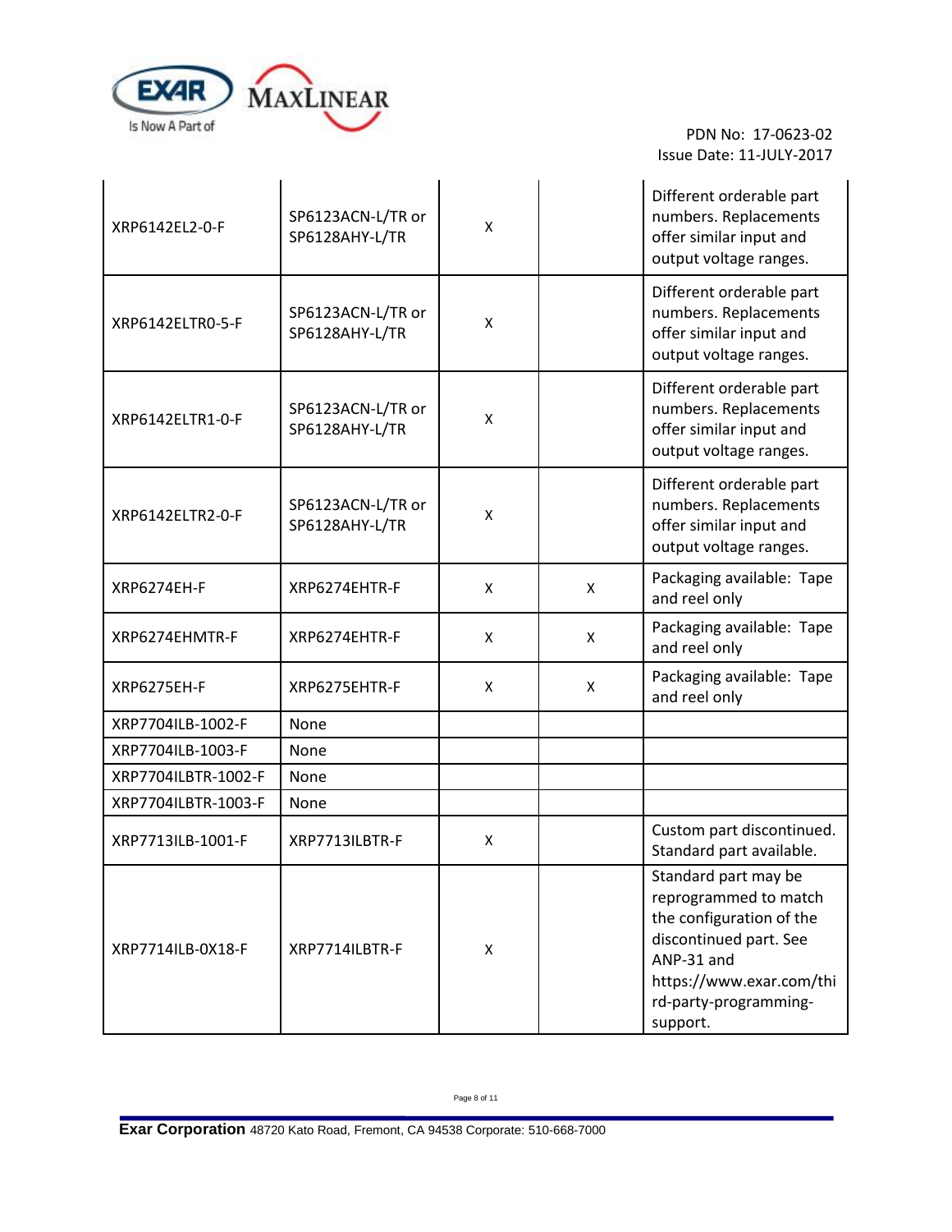PDN No: 17-0623-02
Issue Date: 11-JULY-2017

| | | | | |
|---|---|---|---|---|
| XRP6142EL2-0-F | SP6123ACN-L/TR or SP6128AHY-L/TR | X | | Different orderable part numbers. Replacements offer similar input and output voltage ranges. |
| XRP6142ELTR0-5-F | SP6123ACN-L/TR or SP6128AHY-L/TR | X | | Different orderable part numbers. Replacements offer similar input and output voltage ranges. |
| XRP6142ELTR1-0-F | SP6123ACN-L/TR or SP6128AHY-L/TR | X | | Different orderable part numbers. Replacements offer similar input and output voltage ranges. |
| XRP6142ELTR2-0-F | SP6123ACN-L/TR or SP6128AHY-L/TR | X | | Different orderable part numbers. Replacements offer similar input and output voltage ranges. |
| XRP6274EH-F | XRP6274EHTR-F | X | X | Packaging available: Tape and reel only |
| XRP6274EHMTR-F | XRP6274EHTR-F | X | X | Packaging available: Tape and reel only |
| XRP6275EH-F | XRP6275EHTR-F | X | X | Packaging available: Tape and reel only |
| XRP7704ILB-1002-F | None | | | |
| XRP7704ILB-1003-F | None | | | |
| XRP7704ILBTR-1002-F | None | | | |
| XRP7704ILBTR-1003-F | None | | | |
| XRP7713ILB-1001-F | XRP7713ILBTR-F | X | | Custom part discontinued. Standard part available. |
| XRP7714ILB-0X18-F | XRP7714ILBTR-F | X | | Standard part may be reprogrammed to match the configuration of the discontinued part. See ANP-31 and https://www.exar.com/third-party-programming-support. |

**Exar Corporation** 48720 Kato Road, Fremont, CA 94538 Corporate: 510-668-7000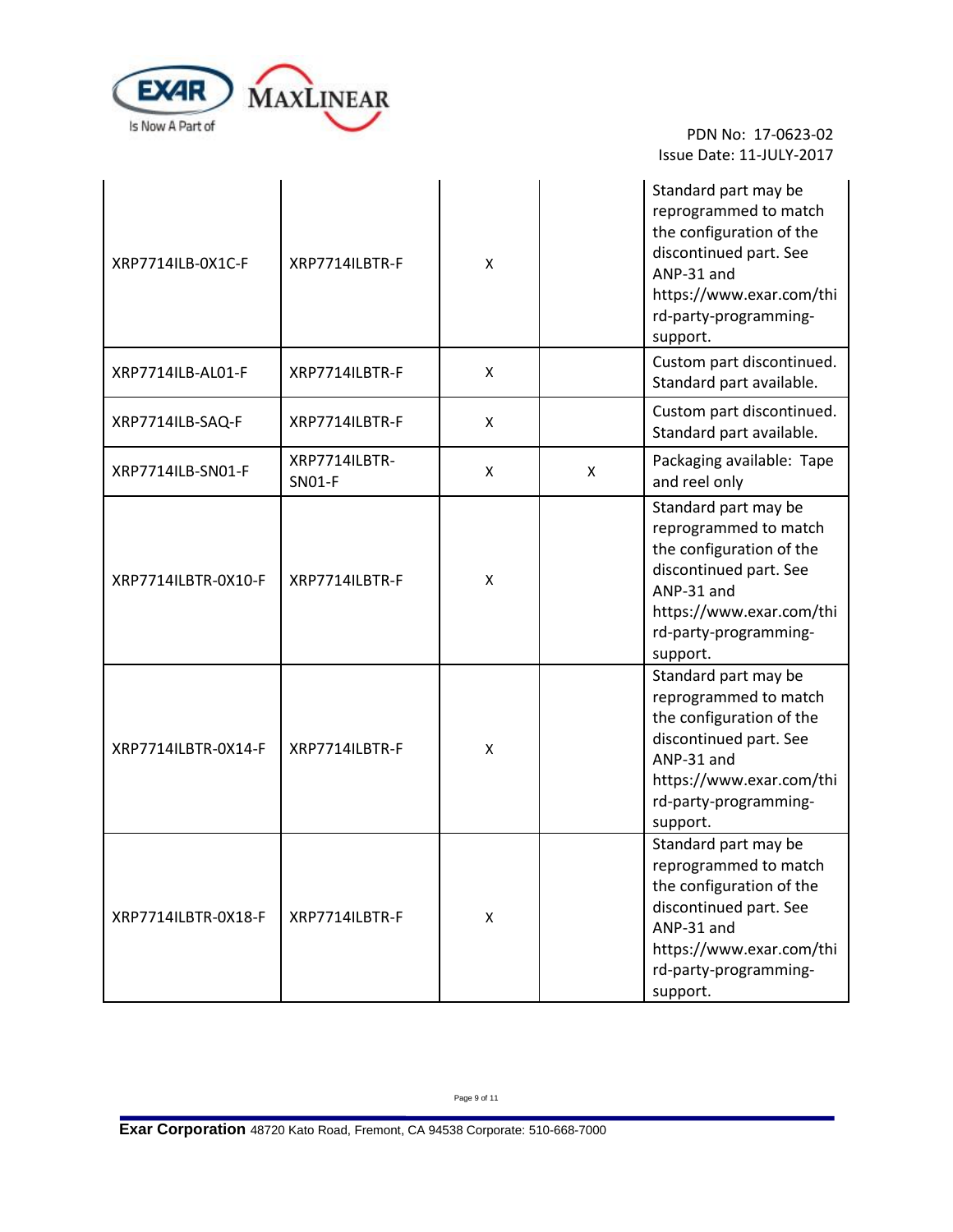PDN No: 17-0623-02
Issue Date: 11-JULY-2017

| | | | | |
|---|---|---|---|---|
| XRP7714ILB-0X1C-F | XRP7714ILBTR-F | X | | Standard part may be reprogrammed to match the configuration of the discontinued part. See ANP-31 and https://www.exar.com/third-party-programming-support. |
| XRP7714ILB-AL01-F | XRP7714ILBTR-F | X | | Custom part discontinued. Standard part available. |
| XRP7714ILB-SAQ-F | XRP7714ILBTR-F | X | | Custom part discontinued. Standard part available. |
| XRP7714ILB-SN01-F | XRP7714ILBTR-SN01-F | X | X | Packaging available: Tape and reel only |
| XRP7714ILBTR-0X10-F | XRP7714ILBTR-F | X | | Standard part may be reprogrammed to match the configuration of the discontinued part. See ANP-31 and https://www.exar.com/third-party-programming-support. |
| XRP7714ILBTR-0X14-F | XRP7714ILBTR-F | X | | Standard part may be reprogrammed to match the configuration of the discontinued part. See ANP-31 and https://www.exar.com/third-party-programming-support. |
| XRP7714ILBTR-0X18-F | XRP7714ILBTR-F | X | | Standard part may be reprogrammed to match the configuration of the discontinued part. See ANP-31 and https://www.exar.com/third-party-programming-support. |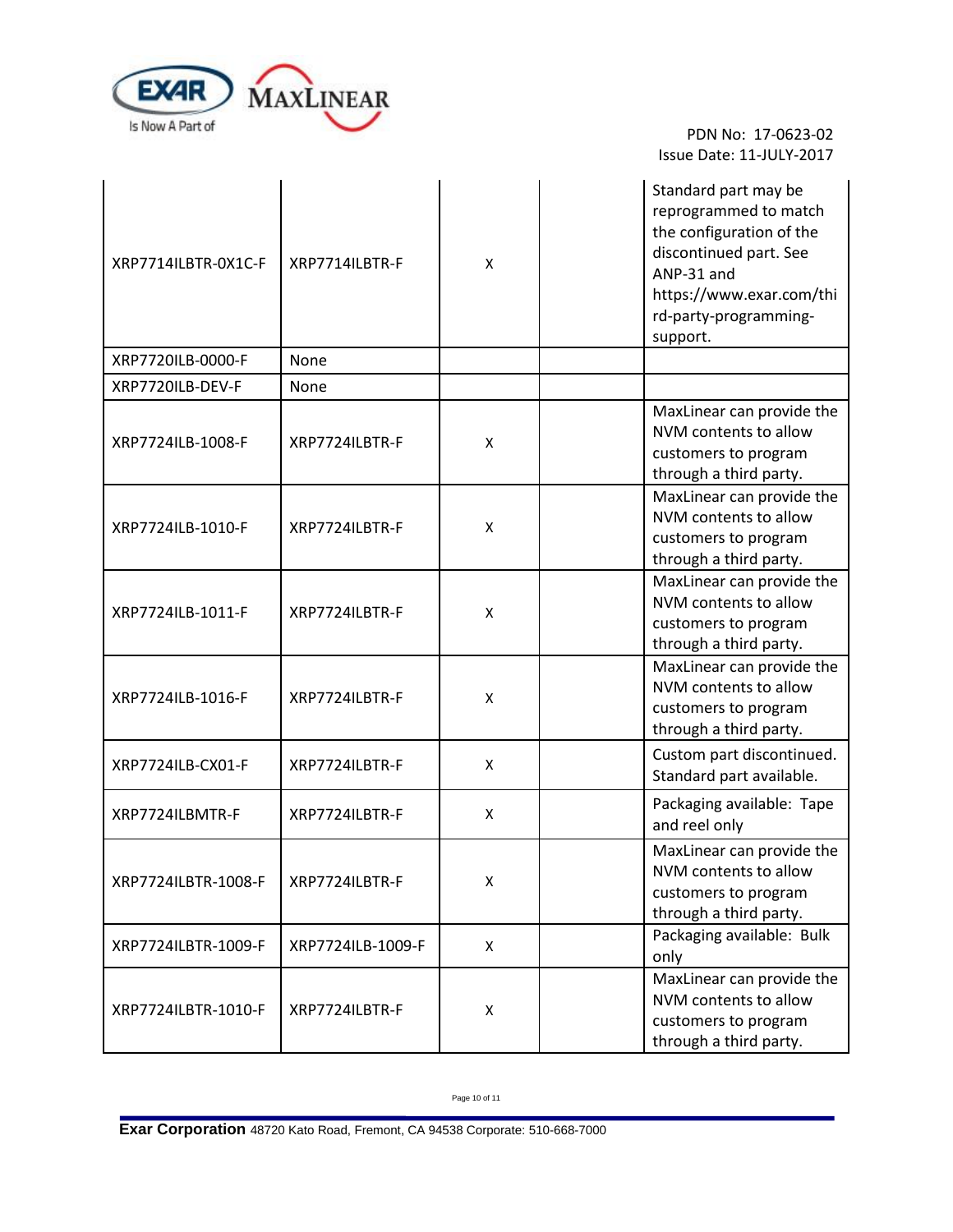PDN No: 17-0623-02
Issue Date: 11-JULY-2017

| | | | | |
|---|---|---|---|---|
| XRP7714ILBTR-0X1C-F | XRP7714ILBTR-F | X | | Standard part may be reprogrammed to match the configuration of the discontinued part. See ANP-31 and https://www.exar.com/third-party-programming-support. |
| XRP7720ILB-0000-F | None | | | |
| XRP7720ILB-DEV-F | None | | | |
| XRP7724ILB-1008-F | XRP7724ILBTR-F | X | | MaxLinear can provide the NVM contents to allow customers to program through a third party. |
| XRP7724ILB-1010-F | XRP7724ILBTR-F | X | | MaxLinear can provide the NVM contents to allow customers to program through a third party. |
| XRP7724ILB-1011-F | XRP7724ILBTR-F | X | | MaxLinear can provide the NVM contents to allow customers to program through a third party. |
| XRP7724ILB-1016-F | XRP7724ILBTR-F | X | | MaxLinear can provide the NVM contents to allow customers to program through a third party. |
| XRP7724ILB-CX01-F | XRP7724ILBTR-F | X | | Custom part discontinued. Standard part available. |
| XRP7724ILBMTR-F | XRP7724ILBTR-F | X | | Packaging available: Tape and reel only |
| XRP7724ILBTR-1008-F | XRP7724ILBTR-F | X | | MaxLinear can provide the NVM contents to allow customers to program through a third party. |
| XRP7724ILBTR-1009-F | XRP7724ILB-1009-F | X | | Packaging available: Bulk only |
| XRP7724ILBTR-1010-F | XRP7724ILBTR-F | X | | MaxLinear can provide the NVM contents to allow customers to program through a third party. |

**Exar Corporation** 48720 Kato Road, Fremont, CA 94538 Corporate: 510-668-7000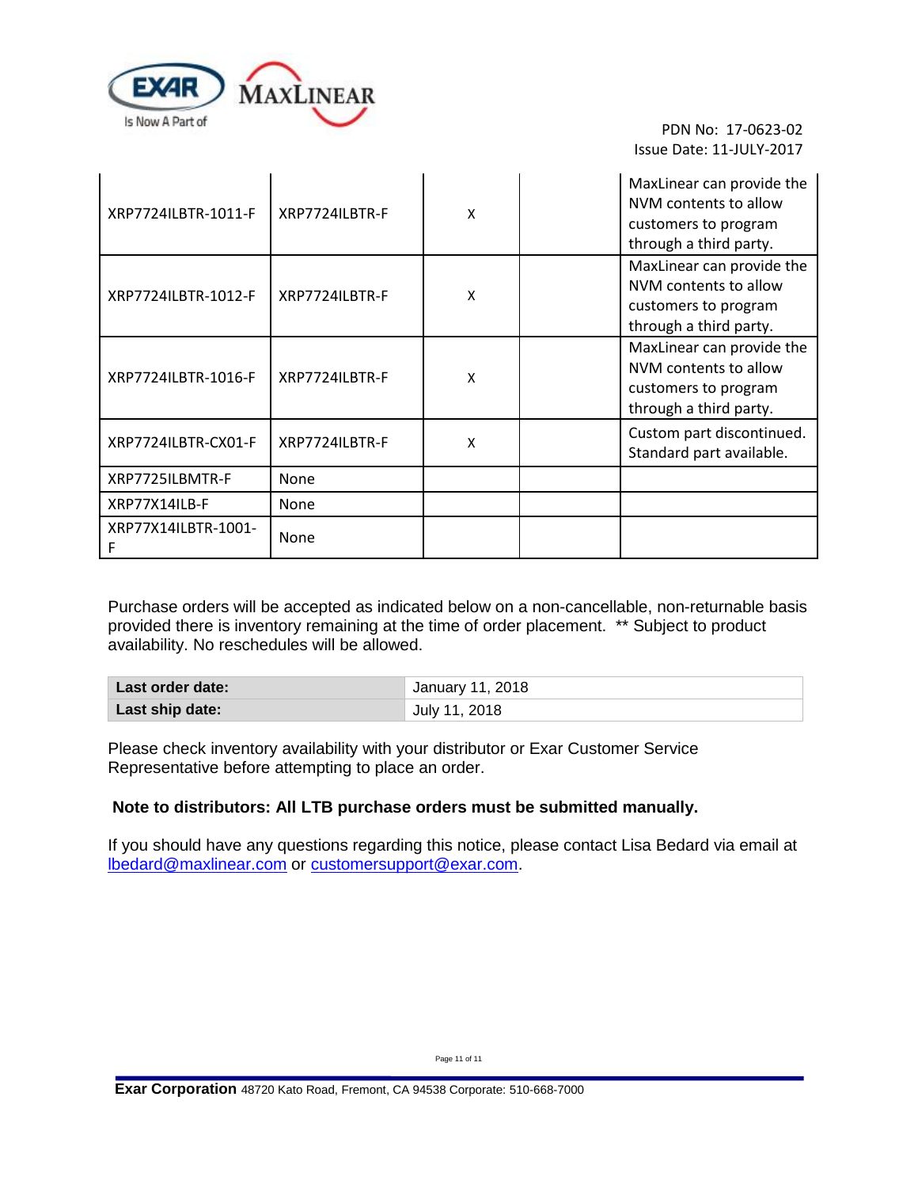| | | | | |
|---|---|---|---|---|
| XRP7724ILBTR-1011-F | XRP7724ILBTR-F | X | | MaxLinear can provide the NVM contents to allow customers to program through a third party. |
| XRP7724ILBTR-1012-F | XRP7724ILBTR-F | X | | MaxLinear can provide the NVM contents to allow customers to program through a third party. |
| XRP7724ILBTR-1016-F | XRP7724ILBTR-F | X | | MaxLinear can provide the NVM contents to allow customers to program through a third party. |
| XRP7724ILBTR-CX01-F | XRP7724ILBTR-F | X | | Custom part discontinued. Standard part available. |
| XRP7725ILBMTR-F | None | | | |
| XRP77X14ILB-F | None | | | |
| XRP77X14ILBTR-1001-F | None | | | |

Purchase orders will be accepted as indicated below on a non-cancellable, non-returnable basis provided there is inventory remaining at the time of order placement. ** Subject to product availability. No reschedules will be allowed.

| | |
|---|---|
| **Last order date:** | January 11, 2018 |
| **Last ship date:** | July 11, 2018 |

Please check inventory availability with your distributor or Exar Customer Service Representative before attempting to place an order.

**Note to distributors: All LTB purchase orders must be submitted manually.**

If you should have any questions regarding this notice, please contact Lisa Bedard via email at lbedard@maxlinear.com or customersupport@exar.com.